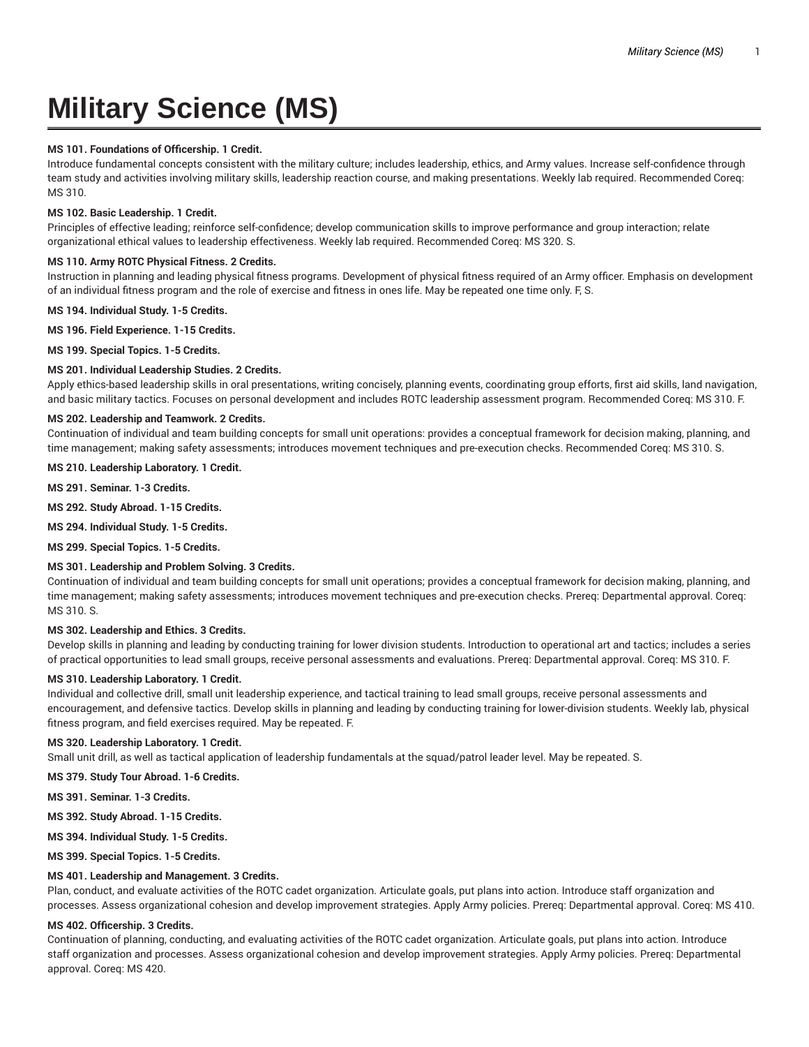# Military Science (MS)

**MS 101. Foundations of Officership. 1 Credit.**
Introduce fundamental concepts consistent with the military culture; includes leadership, ethics, and Army values. Increase self-confidence through team study and activities involving military skills, leadership reaction course, and making presentations. Weekly lab required. Recommended Coreq: MS 310.

**MS 102. Basic Leadership. 1 Credit.**
Principles of effective leading; reinforce self-confidence; develop communication skills to improve performance and group interaction; relate organizational ethical values to leadership effectiveness. Weekly lab required. Recommended Coreq: MS 320. S.

**MS 110. Army ROTC Physical Fitness. 2 Credits.**
Instruction in planning and leading physical fitness programs. Development of physical fitness required of an Army officer. Emphasis on development of an individual fitness program and the role of exercise and fitness in ones life. May be repeated one time only. F, S.

**MS 194. Individual Study. 1-5 Credits.**

**MS 196. Field Experience. 1-15 Credits.**

**MS 199. Special Topics. 1-5 Credits.**

**MS 201. Individual Leadership Studies. 2 Credits.**
Apply ethics-based leadership skills in oral presentations, writing concisely, planning events, coordinating group efforts, first aid skills, land navigation, and basic military tactics. Focuses on personal development and includes ROTC leadership assessment program. Recommended Coreq: MS 310. F.

**MS 202. Leadership and Teamwork. 2 Credits.**
Continuation of individual and team building concepts for small unit operations: provides a conceptual framework for decision making, planning, and time management; making safety assessments; introduces movement techniques and pre-execution checks. Recommended Coreq: MS 310. S.

**MS 210. Leadership Laboratory. 1 Credit.**

**MS 291. Seminar. 1-3 Credits.**

**MS 292. Study Abroad. 1-15 Credits.**

**MS 294. Individual Study. 1-5 Credits.**

**MS 299. Special Topics. 1-5 Credits.**

**MS 301. Leadership and Problem Solving. 3 Credits.**
Continuation of individual and team building concepts for small unit operations; provides a conceptual framework for decision making, planning, and time management; making safety assessments; introduces movement techniques and pre-execution checks. Prereq: Departmental approval. Coreq: MS 310. S.

**MS 302. Leadership and Ethics. 3 Credits.**
Develop skills in planning and leading by conducting training for lower division students. Introduction to operational art and tactics; includes a series of practical opportunities to lead small groups, receive personal assessments and evaluations. Prereq: Departmental approval. Coreq: MS 310. F.

**MS 310. Leadership Laboratory. 1 Credit.**
Individual and collective drill, small unit leadership experience, and tactical training to lead small groups, receive personal assessments and encouragement, and defensive tactics. Develop skills in planning and leading by conducting training for lower-division students. Weekly lab, physical fitness program, and field exercises required. May be repeated. F.

**MS 320. Leadership Laboratory. 1 Credit.**
Small unit drill, as well as tactical application of leadership fundamentals at the squad/patrol leader level. May be repeated. S.

**MS 379. Study Tour Abroad. 1-6 Credits.**

**MS 391. Seminar. 1-3 Credits.**

**MS 392. Study Abroad. 1-15 Credits.**

**MS 394. Individual Study. 1-5 Credits.**

**MS 399. Special Topics. 1-5 Credits.**

**MS 401. Leadership and Management. 3 Credits.**
Plan, conduct, and evaluate activities of the ROTC cadet organization. Articulate goals, put plans into action. Introduce staff organization and processes. Assess organizational cohesion and develop improvement strategies. Apply Army policies. Prereq: Departmental approval. Coreq: MS 410.

**MS 402. Officership. 3 Credits.**
Continuation of planning, conducting, and evaluating activities of the ROTC cadet organization. Articulate goals, put plans into action. Introduce staff organization and processes. Assess organizational cohesion and develop improvement strategies. Apply Army policies. Prereq: Departmental approval. Coreq: MS 420.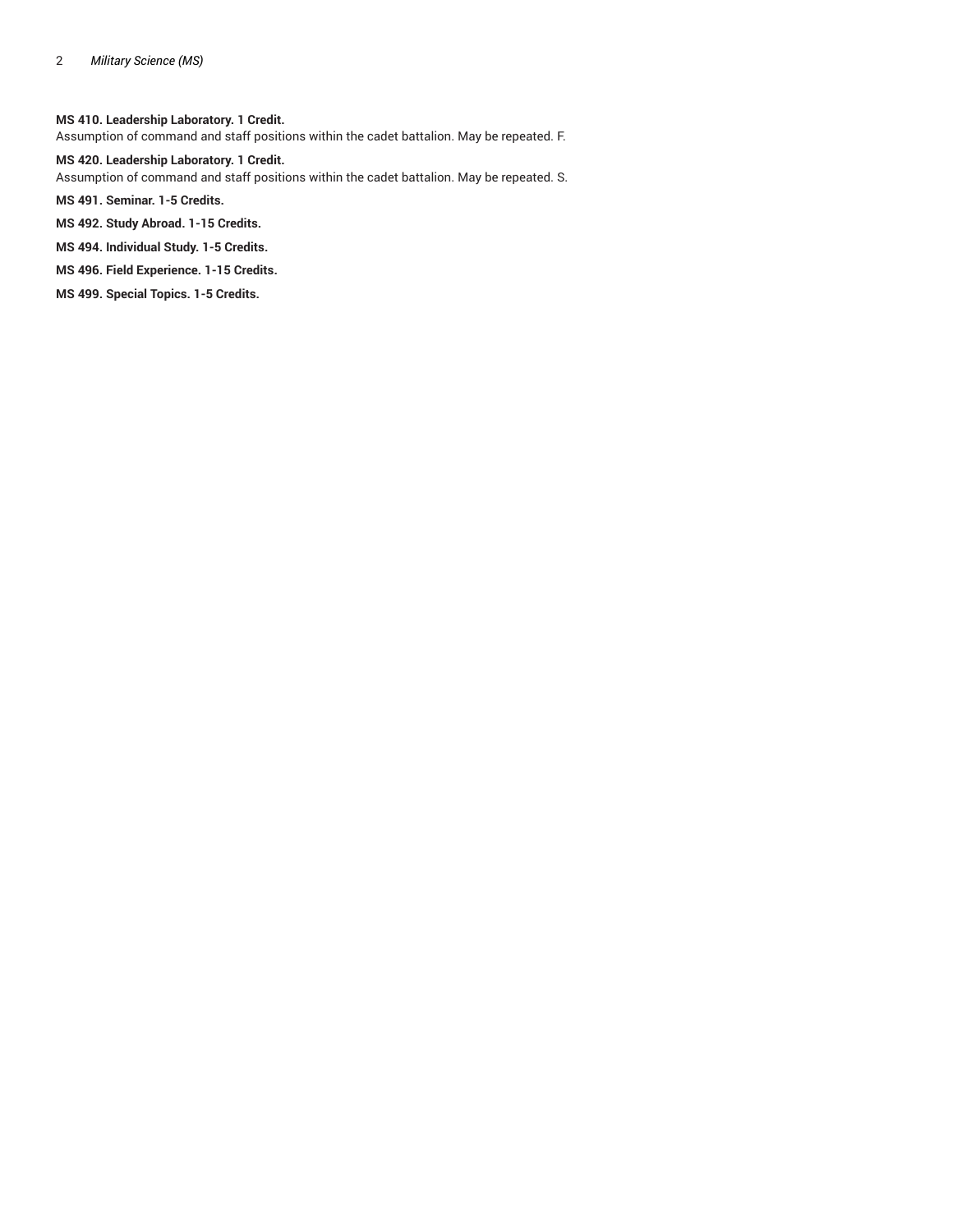**MS 410. Leadership Laboratory. 1 Credit.**
Assumption of command and staff positions within the cadet battalion. May be repeated. F.

**MS 420. Leadership Laboratory. 1 Credit.**
Assumption of command and staff positions within the cadet battalion. May be repeated. S.

**MS 491. Seminar. 1-5 Credits.**

**MS 492. Study Abroad. 1-15 Credits.**

**MS 494. Individual Study. 1-5 Credits.**

**MS 496. Field Experience. 1-15 Credits.**

**MS 499. Special Topics. 1-5 Credits.**